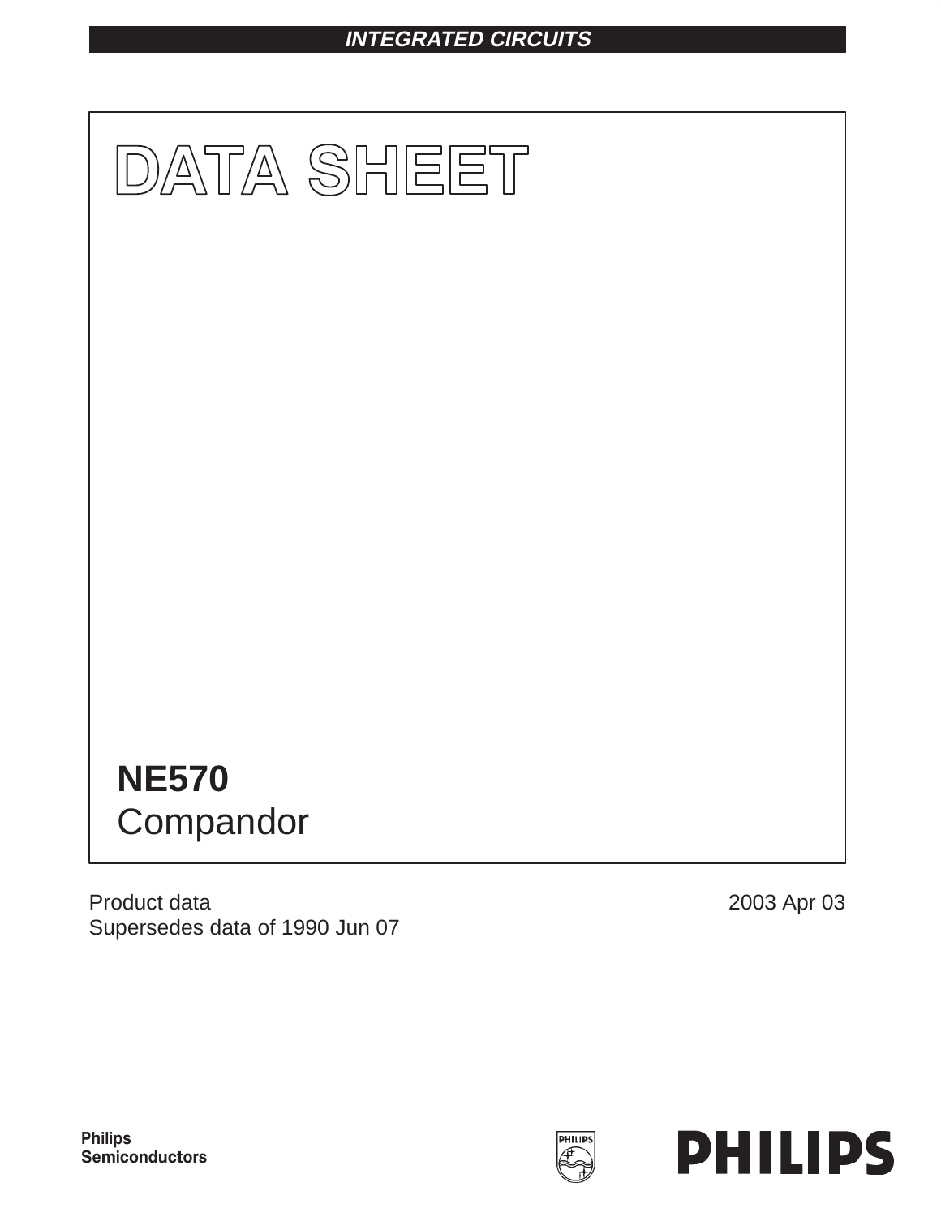**INTEGRATED CIRCUITS**

# DATA SHEET

## NE570
Compandor

Product data
Supersedes data of 1990 Jun 07

2003 Apr 03

Philips
Semiconductors

PHILIPS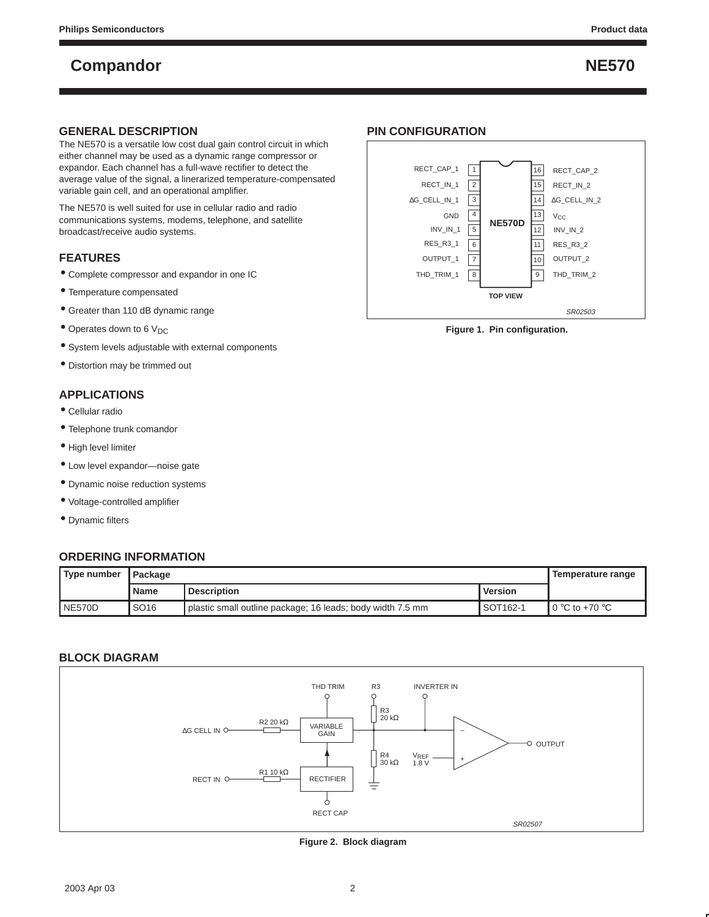# Compandor — NE570

## GENERAL DESCRIPTION

The NE570 is a versatile low cost dual gain control circuit in which either channel may be used as a dynamic range compressor or expandor. Each channel has a full-wave rectifier to detect the average value of the signal, a linerarized temperature-compensated variable gain cell, and an operational amplifier.

The NE570 is well suited for use in cellular radio and radio communications systems, modems, telephone, and satellite broadcast/receive audio systems.

## FEATURES

- Complete compressor and expandor in one IC
- Temperature compensated
- Greater than 110 dB dynamic range
- Operates down to 6 $V_{DC}$
- System levels adjustable with external components
- Distortion may be trimmed out

## APPLICATIONS

- Cellular radio
- Telephone trunk comandor
- High level limiter
- Low level expandor—noise gate
- Dynamic noise reduction systems
- Voltage-controlled amplifier
- Dynamic filters

## PIN CONFIGURATION

| Pin | Name | Pin | Name |
|---|---|---|---|
| 1 | RECT_CAP_1 | 16 | RECT_CAP_2 |
| 2 | RECT_IN_1 | 15 | RECT_IN_2 |
| 3 | ΔG_CELL_IN_1 | 14 | ΔG_CELL_IN_2 |
| 4 | GND | 13 | $V_{CC}$ |
| 5 | INV_IN_1 | 12 | INV_IN_2 |
| 6 | RES_R3_1 | 11 | RES_R3_2 |
| 7 | OUTPUT_1 | 10 | OUTPUT_2 |
| 8 | THD_TRIM_1 | 9 | THD_TRIM_2 |

NE570D — TOP VIEW

SR02503

Figure 1.  Pin configuration.

## ORDERING INFORMATION

| Type number | Package | | | Temperature range |
|---|---|---|---|---|
| | Name | Description | Version | |
| NE570D | SO16 | plastic small outline package; 16 leads; body width 7.5 mm | SOT162-1 | 0 °C to +70 °C |

## BLOCK DIAGRAM

ΔG CELL IN — R2 20 kΩ — VARIABLE GAIN; RECT IN — R1 10 kΩ — RECTIFIER; THD TRIM; RECT CAP; R3 20 kΩ; R4 30 kΩ; INVERTER IN; $V_{REF}$ 1.8 V; OUTPUT

SR02507

Figure 2.  Block diagram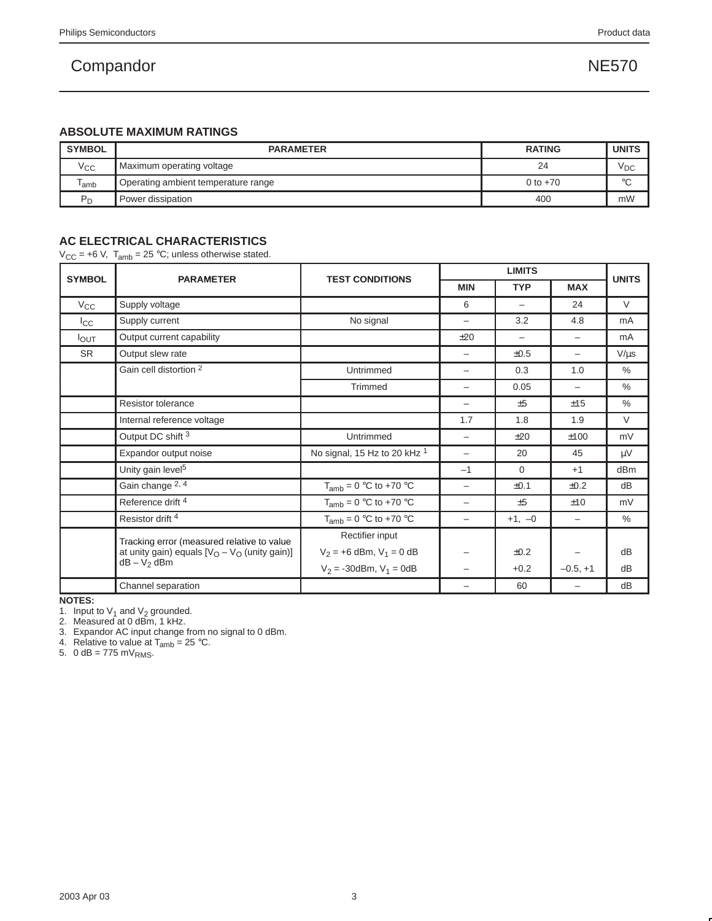## ABSOLUTE MAXIMUM RATINGS

| SYMBOL | PARAMETER | RATING | UNITS |
|---|---|---|---|
| $V_{CC}$ | Maximum operating voltage | 24 | $V_{DC}$ |
| $T_{amb}$ | Operating ambient temperature range | 0 to +70 | °C |
| $P_D$ | Power dissipation | 400 | mW |

## AC ELECTRICAL CHARACTERISTICS

$V_{CC}$ = +6 V, $T_{amb}$ = 25 °C; unless otherwise stated.

| SYMBOL | PARAMETER | TEST CONDITIONS | LIMITS | | | UNITS |
|---|---|---|---|---|---|---|
| | | | MIN | TYP | MAX | |
| $V_{CC}$ | Supply voltage | | 6 | – | 24 | V |
| $I_{CC}$ | Supply current | No signal | – | 3.2 | 4.8 | mA |
| $I_{OUT}$ | Output current capability | | ±20 | – | – | mA |
| SR | Output slew rate | | – | ±0.5 | – | V/µs |
| | Gain cell distortion [2] | Untrimmed | – | 0.3 | 1.0 | % |
| | | Trimmed | – | 0.05 | – | % |
| | Resistor tolerance | | – | ±5 | ±15 | % |
| | Internal reference voltage | | 1.7 | 1.8 | 1.9 | V |
| | Output DC shift [3] | Untrimmed | – | ±20 | ±100 | mV |
| | Expandor output noise | No signal, 15 Hz to 20 kHz [1] | – | 20 | 45 | µV |
| | Unity gain level[5] | | –1 | 0 | +1 | dBm |
| | Gain change [2, 4] | $T_{amb}$ = 0 °C to +70 °C | – | ±0.1 | ±0.2 | dB |
| | Reference drift [4] | $T_{amb}$ = 0 °C to +70 °C | – | ±5 | ±10 | mV |
| | Resistor drift [4] | $T_{amb}$ = 0 °C to +70 °C | – | +1, –0 | – | % |
| | Tracking error (measured relative to value at unity gain) equals [$V_O$ – $V_O$ (unity gain)] dB – $V_2$ dBm | Rectifier input | | | | |
| | | $V_2$ = +6 dBm, $V_1$ = 0 dB | – | ±0.2 | – | dB |
| | | $V_2$ = -30dBm, $V_1$ = 0dB | – | +0.2 | –0.5, +1 | dB |
| | Channel separation | | – | 60 | – | dB |

**NOTES:**

1. Input to $V_1$ and $V_2$ grounded.
2. Measured at 0 dBm, 1 kHz.
3. Expandor AC input change from no signal to 0 dBm.
4. Relative to value at $T_{amb}$ = 25 °C.
5. 0 dB = 775 $mV_{RMS}$.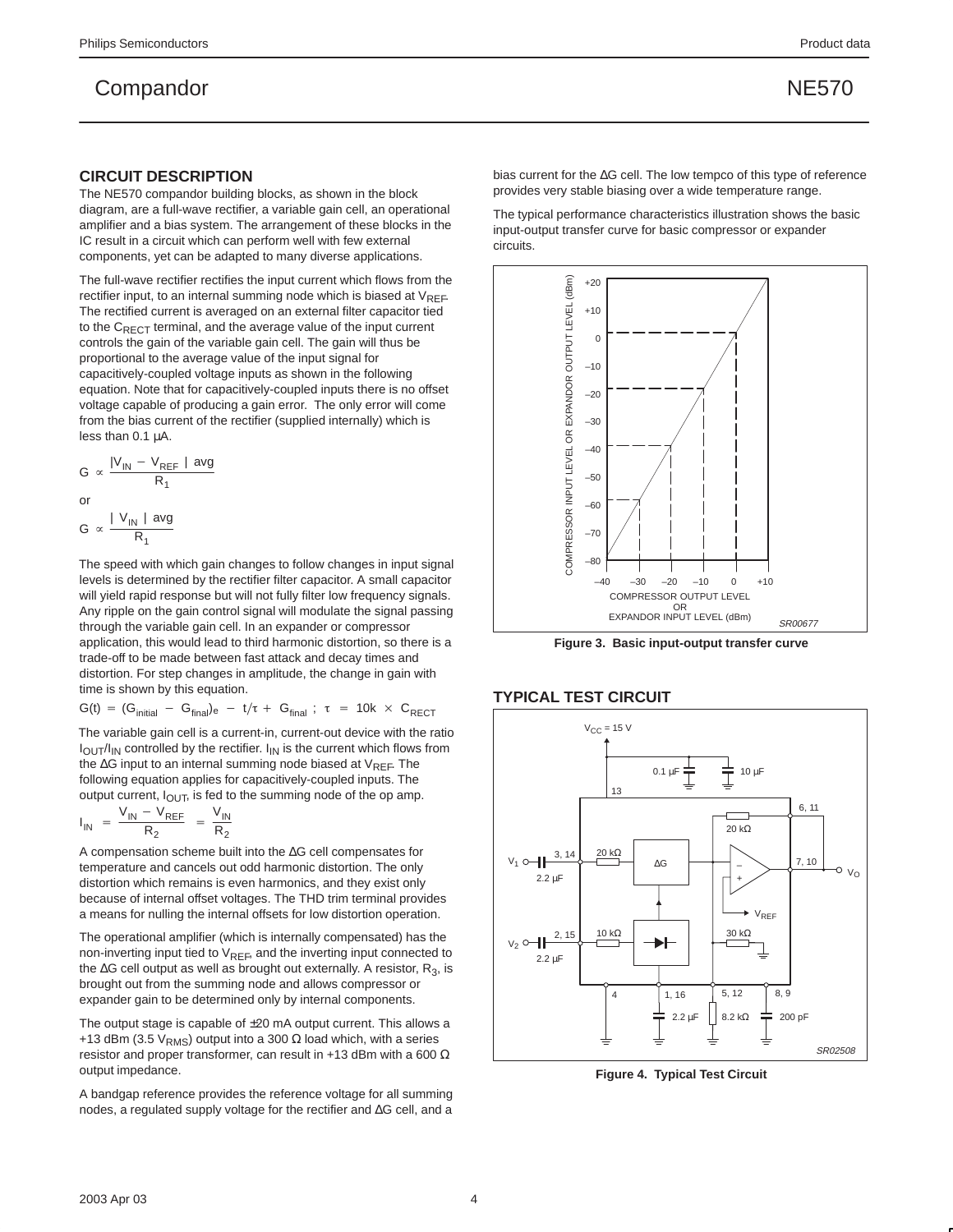## CIRCUIT DESCRIPTION

The NE570 compandor building blocks, as shown in the block diagram, are a full-wave rectifier, a variable gain cell, an operational amplifier and a bias system. The arrangement of these blocks in the IC result in a circuit which can perform well with few external components, yet can be adapted to many diverse applications.

The full-wave rectifier rectifies the input current which flows from the rectifier input, to an internal summing node which is biased at $V_{REF}$. The rectified current is averaged on an external filter capacitor tied to the $C_{RECT}$ terminal, and the average value of the input current controls the gain of the variable gain cell. The gain will thus be proportional to the average value of the input signal for capacitively-coupled voltage inputs as shown in the following equation. Note that for capacitively-coupled inputs there is no offset voltage capable of producing a gain error. The only error will come from the bias current of the rectifier (supplied internally) which is less than 0.1 µA.

$$G \propto \frac{|V_{IN} - V_{REF}|\ avg}{R_1}$$

or

$$G \propto \frac{|V_{IN}|\ avg}{R_1}$$

The speed with which gain changes to follow changes in input signal levels is determined by the rectifier filter capacitor. A small capacitor will yield rapid response but will not fully filter low frequency signals. Any ripple on the gain control signal will modulate the signal passing through the variable gain cell. In an expander or compressor application, this would lead to third harmonic distortion, so there is a trade-off to be made between fast attack and decay times and distortion. For step changes in amplitude, the change in gain with time is shown by this equation.

$$G(t) = (G_{initial} - G_{final})e - t/\tau + G_{final}\ ;\ \tau = 10k \times C_{RECT}$$

The variable gain cell is a current-in, current-out device with the ratio $I_{OUT}/I_{IN}$ controlled by the rectifier. $I_{IN}$ is the current which flows from the ΔG input to an internal summing node biased at $V_{REF}$. The following equation applies for capacitively-coupled inputs. The output current, $I_{OUT}$, is fed to the summing node of the op amp.

$$I_{IN} = \frac{V_{IN} - V_{REF}}{R_2} = \frac{V_{IN}}{R_2}$$

A compensation scheme built into the ΔG cell compensates for temperature and cancels out odd harmonic distortion. The only distortion which remains is even harmonics, and they exist only because of internal offset voltages. The THD trim terminal provides a means for nulling the internal offsets for low distortion operation.

The operational amplifier (which is internally compensated) has the non-inverting input tied to $V_{REF}$, and the inverting input connected to the ΔG cell output as well as brought out externally. A resistor, $R_3$, is brought out from the summing node and allows compressor or expander gain to be determined only by internal components.

The output stage is capable of ±20 mA output current. This allows a +13 dBm (3.5 $V_{RMS}$) output into a 300 Ω load which, with a series resistor and proper transformer, can result in +13 dBm with a 600 Ω output impedance.

A bandgap reference provides the reference voltage for all summing nodes, a regulated supply voltage for the rectifier and ΔG cell, and a bias current for the ΔG cell. The low tempco of this type of reference provides very stable biasing over a wide temperature range.

The typical performance characteristics illustration shows the basic input-output transfer curve for basic compressor or expander circuits.

**Figure 3. Basic input-output transfer curve**

## TYPICAL TEST CIRCUIT

**Figure 4. Typical Test Circuit**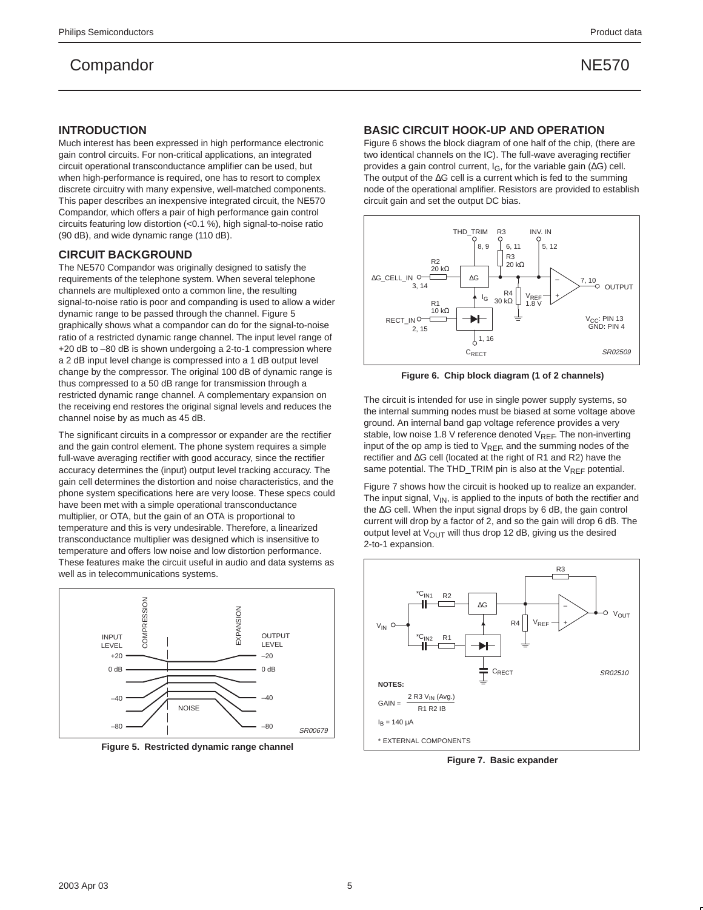## INTRODUCTION

Much interest has been expressed in high performance electronic gain control circuits. For non-critical applications, an integrated circuit operational transconductance amplifier can be used, but when high-performance is required, one has to resort to complex discrete circuitry with many expensive, well-matched components. This paper describes an inexpensive integrated circuit, the NE570 Compandor, which offers a pair of high performance gain control circuits featuring low distortion (<0.1 %), high signal-to-noise ratio (90 dB), and wide dynamic range (110 dB).

## CIRCUIT BACKGROUND

The NE570 Compandor was originally designed to satisfy the requirements of the telephone system. When several telephone channels are multiplexed onto a common line, the resulting signal-to-noise ratio is poor and companding is used to allow a wider dynamic range to be passed through the channel. Figure 5 graphically shows what a compandor can do for the signal-to-noise ratio of a restricted dynamic range channel. The input level range of +20 dB to –80 dB is shown undergoing a 2-to-1 compression where a 2 dB input level change is compressed into a 1 dB output level change by the compressor. The original 100 dB of dynamic range is thus compressed to a 50 dB range for transmission through a restricted dynamic range channel. A complementary expansion on the receiving end restores the original signal levels and reduces the channel noise by as much as 45 dB.

The significant circuits in a compressor or expander are the rectifier and the gain control element. The phone system requires a simple full-wave averaging rectifier with good accuracy, since the rectifier accuracy determines the (input) output level tracking accuracy. The gain cell determines the distortion and noise characteristics, and the phone system specifications here are very loose. These specs could have been met with a simple operational transconductance multiplier, or OTA, but the gain of an OTA is proportional to temperature and this is very undesirable. Therefore, a linearized transconductance multiplier was designed which is insensitive to temperature and offers low noise and low distortion performance. These features make the circuit useful in audio and data systems as well as in telecommunications systems.

**Figure 5. Restricted dynamic range channel**

## BASIC CIRCUIT HOOK-UP AND OPERATION

Figure 6 shows the block diagram of one half of the chip, (there are two identical channels on the IC). The full-wave averaging rectifier provides a gain control current, $I_G$, for the variable gain (ΔG) cell. The output of the ΔG cell is a current which is fed to the summing node of the operational amplifier. Resistors are provided to establish circuit gain and set the output DC bias.

**Figure 6. Chip block diagram (1 of 2 channels)**

The circuit is intended for use in single power supply systems, so the internal summing nodes must be biased at some voltage above ground. An internal band gap voltage reference provides a very stable, low noise 1.8 V reference denoted $V_{REF}$. The non-inverting input of the op amp is tied to $V_{REF}$, and the summing nodes of the rectifier and ΔG cell (located at the right of R1 and R2) have the same potential. The THD_TRIM pin is also at the $V_{REF}$ potential.

Figure 7 shows how the circuit is hooked up to realize an expander. The input signal, $V_{IN}$, is applied to the inputs of both the rectifier and the ΔG cell. When the input signal drops by 6 dB, the gain control current will drop by a factor of 2, and so the gain will drop 6 dB. The output level at $V_{OUT}$ will thus drop 12 dB, giving us the desired 2-to-1 expansion.

NOTES:

$$GAIN = \frac{2\ R3\ V_{IN}\ (Avg.)}{R1\ R2\ I_B}$$

$I_B = 140\ \mu A$

* EXTERNAL COMPONENTS

**Figure 7. Basic expander**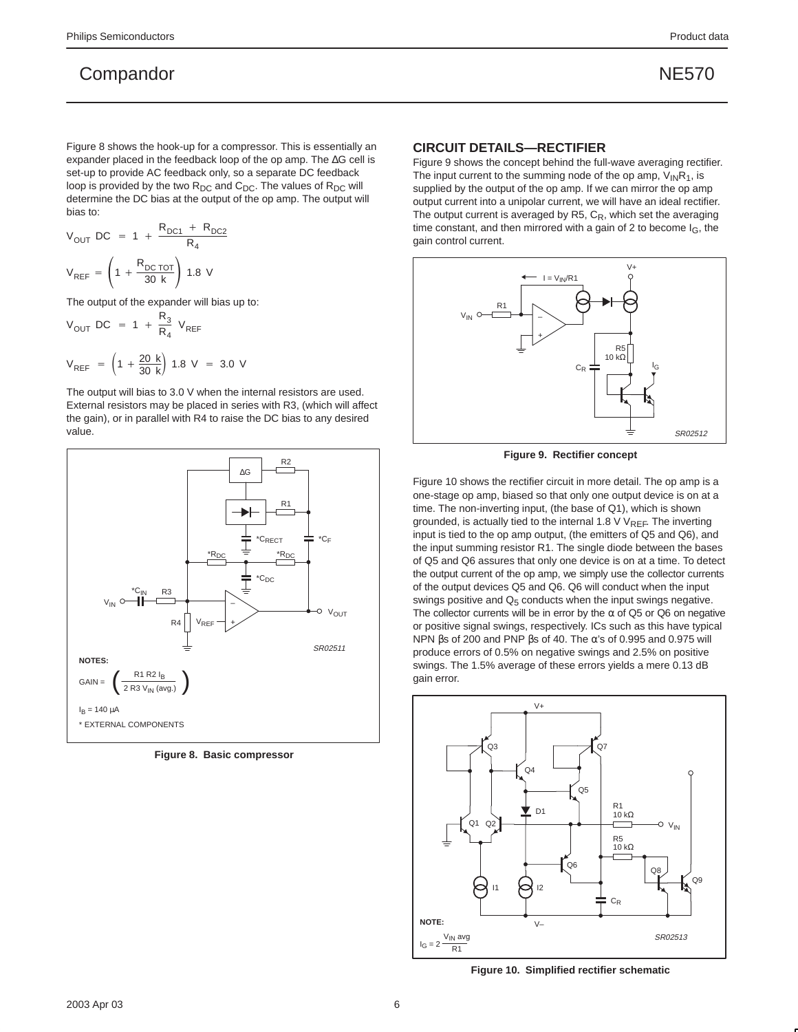Figure 8 shows the hook-up for a compressor. This is essentially an expander placed in the feedback loop of the op amp. The ΔG cell is set-up to provide AC feedback only, so a separate DC feedback loop is provided by the two $R_{DC}$ and $C_{DC}$. The values of $R_{DC}$ will determine the DC bias at the output of the op amp. The output will bias to:

$$V_{OUT}\ DC = 1 + \frac{R_{DC1} + R_{DC2}}{R_4}$$

$$V_{REF} = \left(1 + \frac{R_{DC\ TOT}}{30\ k}\right) 1.8\ V$$

The output of the expander will bias up to:

$$V_{OUT}\ DC = 1 + \frac{R_3}{R_4}\ V_{REF}$$

$$V_{REF} = \left(1 + \frac{20\ k}{30\ k}\right) 1.8\ V = 3.0\ V$$

The output will bias to 3.0 V when the internal resistors are used. External resistors may be placed in series with R3, (which will affect the gain), or in parallel with R4 to raise the DC bias to any desired value.

NOTES:

$$\text{GAIN} = \left(\frac{R1\ R2\ I_B}{2\ R3\ V_{IN}\ (avg.)}\right)$$

$I_B$ = 140 μA

* EXTERNAL COMPONENTS

**Figure 8. Basic compressor**

## CIRCUIT DETAILS—RECTIFIER

Figure 9 shows the concept behind the full-wave averaging rectifier. The input current to the summing node of the op amp, $V_{IN}R_1$, is supplied by the output of the op amp. If we can mirror the op amp output current into a unipolar current, we will have an ideal rectifier. The output current is averaged by R5, $C_R$, which set the averaging time constant, and then mirrored with a gain of 2 to become $I_G$, the gain control current.

**Figure 9. Rectifier concept**

Figure 10 shows the rectifier circuit in more detail. The op amp is a one-stage op amp, biased so that only one output device is on at a time. The non-inverting input, (the base of Q1), which is shown grounded, is actually tied to the internal 1.8 V $V_{REF}$. The inverting input is tied to the op amp output, (the emitters of Q5 and Q6), and the input summing resistor R1. The single diode between the bases of Q5 and Q6 assures that only one device is on at a time. To detect the output current of the op amp, we simply use the collector currents of the output devices Q5 and Q6. Q6 will conduct when the input swings positive and $Q_5$ conducts when the input swings negative. The collector currents will be in error by the α of Q5 or Q6 on negative or positive signal swings, respectively. ICs such as this have typical NPN βs of 200 and PNP βs of 40. The α's of 0.995 and 0.975 will produce errors of 0.5% on negative swings and 2.5% on positive swings. The 1.5% average of these errors yields a mere 0.13 dB gain error.

NOTE:

$$I_G = 2\,\frac{V_{IN}\ avg}{R1}$$

**Figure 10. Simplified rectifier schematic**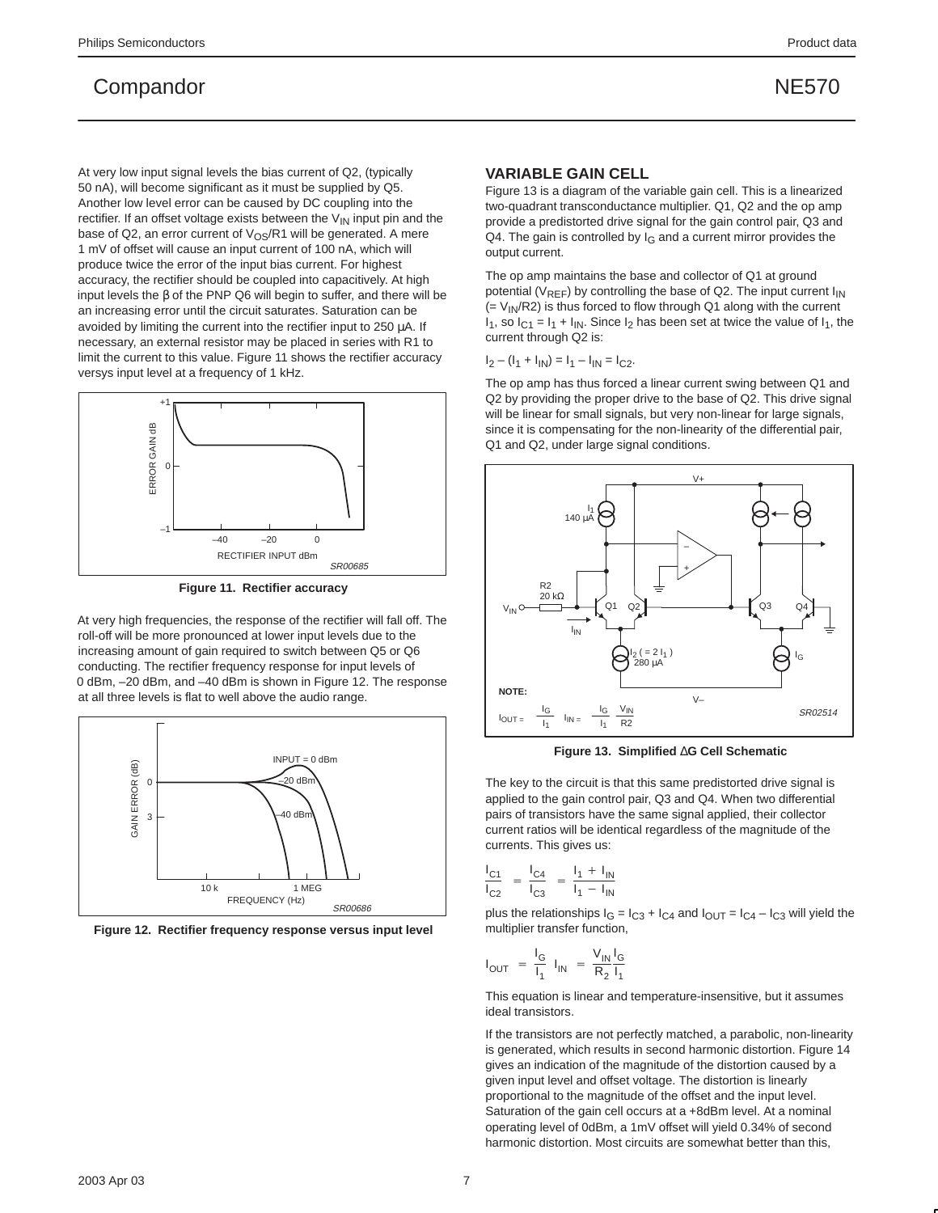At very low input signal levels the bias current of Q2, (typically 50 nA), will become significant as it must be supplied by Q5. Another low level error can be caused by DC coupling into the rectifier. If an offset voltage exists between the $V_{IN}$ input pin and the base of Q2, an error current of $V_{OS}/R1$ will be generated. A mere 1 mV of offset will cause an input current of 100 nA, which will produce twice the error of the input bias current. For highest accuracy, the rectifier should be coupled into capacitively. At high input levels the β of the PNP Q6 will begin to suffer, and there will be an increasing error until the circuit saturates. Saturation can be avoided by limiting the current into the rectifier input to 250 μA. If necessary, an external resistor may be placed in series with R1 to limit the current to this value. Figure 11 shows the rectifier accuracy versys input level at a frequency of 1 kHz.

**Figure 11. Rectifier accuracy**

At very high frequencies, the response of the rectifier will fall off. The roll-off will be more pronounced at lower input levels due to the increasing amount of gain required to switch between Q5 or Q6 conducting. The rectifier frequency response for input levels of 0 dBm, –20 dBm, and –40 dBm is shown in Figure 12. The response at all three levels is flat to well above the audio range.

**Figure 12. Rectifier frequency response versus input level**

## VARIABLE GAIN CELL

Figure 13 is a diagram of the variable gain cell. This is a linearized two-quadrant transconductance multiplier. Q1, Q2 and the op amp provide a predistorted drive signal for the gain control pair, Q3 and Q4. The gain is controlled by $I_G$ and a current mirror provides the output current.

The op amp maintains the base and collector of Q1 at ground potential ($V_{REF}$) by controlling the base of Q2. The input current $I_{IN}$ (= $V_{IN}/R2$) is thus forced to flow through Q1 along with the current $I_1$, so $I_{C1} = I_1 + I_{IN}$. Since $I_2$ has been set at twice the value of $I_1$, the current through Q2 is:

$$I_2 - (I_1 + I_{IN}) = I_1 - I_{IN} = I_{C2}.$$

The op amp has thus forced a linear current swing between Q1 and Q2 by providing the proper drive to the base of Q2. This drive signal will be linear for small signals, but very non-linear for large signals, since it is compensating for the non-linearity of the differential pair, Q1 and Q2, under large signal conditions.

NOTE: $I_{OUT} = \frac{I_G}{I_1} \quad I_{IN} = \frac{I_G}{I_1} \frac{V_{IN}}{R2}$

**Figure 13. Simplified ΔG Cell Schematic**

The key to the circuit is that this same predistorted drive signal is applied to the gain control pair, Q3 and Q4. When two differential pairs of transistors have the same signal applied, their collector current ratios will be identical regardless of the magnitude of the currents. This gives us:

$$\frac{I_{C1}}{I_{C2}} = \frac{I_{C4}}{I_{C3}} = \frac{I_1 + I_{IN}}{I_1 - I_{IN}}$$

plus the relationships $I_G = I_{C3} + I_{C4}$ and $I_{OUT} = I_{C4} - I_{C3}$ will yield the multiplier transfer function,

$$I_{OUT} = \frac{I_G}{I_1} I_{IN} = \frac{V_{IN}}{R_2} \frac{I_G}{I_1}$$

This equation is linear and temperature-insensitive, but it assumes ideal transistors.

If the transistors are not perfectly matched, a parabolic, non-linearity is generated, which results in second harmonic distortion. Figure 14 gives an indication of the magnitude of the distortion caused by a given input level and offset voltage. The distortion is linearly proportional to the magnitude of the offset and the input level. Saturation of the gain cell occurs at a +8dBm level. At a nominal operating level of 0dBm, a 1mV offset will yield 0.34% of second harmonic distortion. Most circuits are somewhat better than this,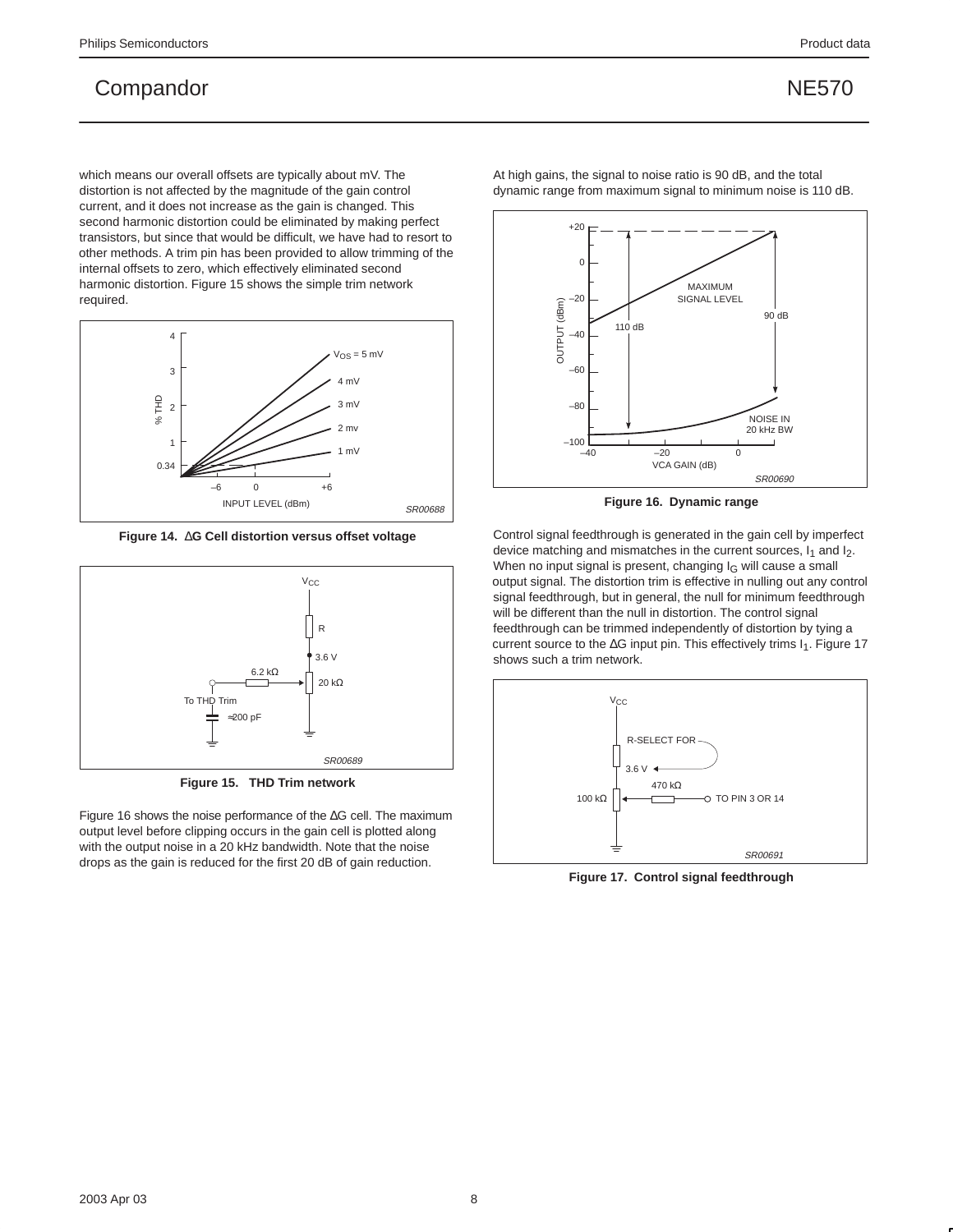which means our overall offsets are typically about mV. The distortion is not affected by the magnitude of the gain control current, and it does not increase as the gain is changed. This second harmonic distortion could be eliminated by making perfect transistors, but since that would be difficult, we have had to resort to other methods. A trim pin has been provided to allow trimming of the internal offsets to zero, which effectively eliminated second harmonic distortion. Figure 15 shows the simple trim network required.

**Figure 14. ΔG Cell distortion versus offset voltage**

**Figure 15. THD Trim network**

Figure 16 shows the noise performance of the ΔG cell. The maximum output level before clipping occurs in the gain cell is plotted along with the output noise in a 20 kHz bandwidth. Note that the noise drops as the gain is reduced for the first 20 dB of gain reduction.

At high gains, the signal to noise ratio is 90 dB, and the total dynamic range from maximum signal to minimum noise is 110 dB.

**Figure 16. Dynamic range**

Control signal feedthrough is generated in the gain cell by imperfect device matching and mismatches in the current sources, $I_1$ and $I_2$. When no input signal is present, changing $I_G$ will cause a small output signal. The distortion trim is effective in nulling out any control signal feedthrough, but in general, the null for minimum feedthrough will be different than the null in distortion. The control signal feedthrough can be trimmed independently of distortion by tying a current source to the ΔG input pin. This effectively trims $I_1$. Figure 17 shows such a trim network.

**Figure 17. Control signal feedthrough**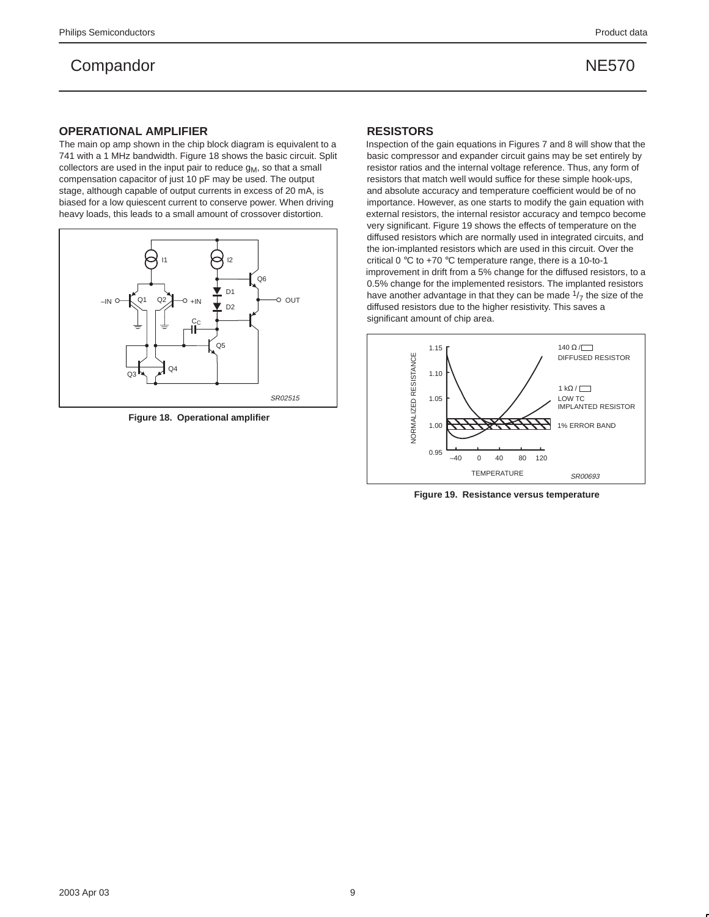## OPERATIONAL AMPLIFIER

The main op amp shown in the chip block diagram is equivalent to a 741 with a 1 MHz bandwidth. Figure 18 shows the basic circuit. Split collectors are used in the input pair to reduce $g_M$, so that a small compensation capacitor of just 10 pF may be used. The output stage, although capable of output currents in excess of 20 mA, is biased for a low quiescent current to conserve power. When driving heavy loads, this leads to a small amount of crossover distortion.

**Figure 18. Operational amplifier**

## RESISTORS

Inspection of the gain equations in Figures 7 and 8 will show that the basic compressor and expander circuit gains may be set entirely by resistor ratios and the internal voltage reference. Thus, any form of resistors that match well would suffice for these simple hook-ups, and absolute accuracy and temperature coefficient would be of no importance. However, as one starts to modify the gain equation with external resistors, the internal resistor accuracy and tempco become very significant. Figure 19 shows the effects of temperature on the diffused resistors which are normally used in integrated circuits, and the ion-implanted resistors which are used in this circuit. Over the critical 0 °C to +70 °C temperature range, there is a 10-to-1 improvement in drift from a 5% change for the diffused resistors, to a 0.5% change for the implemented resistors. The implanted resistors have another advantage in that they can be made $^{1}/_{7}$ the size of the diffused resistors due to the higher resistivity. This saves a significant amount of chip area.

**Figure 19. Resistance versus temperature**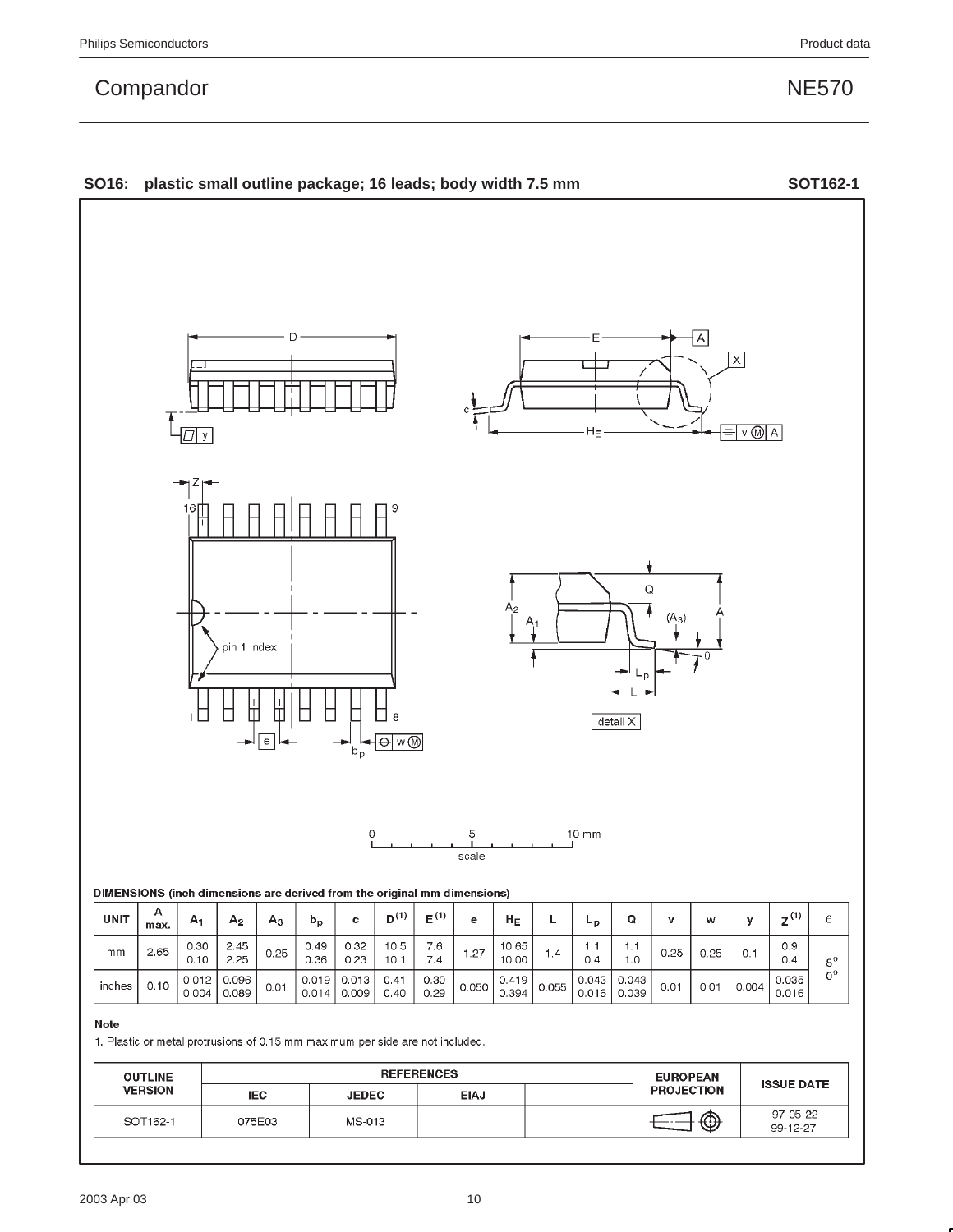**SO16: plastic small outline package; 16 leads; body width 7.5 mm** **SOT162-1**

DIMENSIONS (inch dimensions are derived from the original mm dimensions)

| UNIT | A max. | $A_1$ | $A_2$ | $A_3$ | $b_p$ | c | D[(1)] | E[(1)] | e | $H_E$ | L | $L_p$ | Q | v | w | y | Z[(1)] | θ |
|---|---|---|---|---|---|---|---|---|---|---|---|---|---|---|---|---|---|---|
| mm | 2.65 | 0.30<br>0.10 | 2.45<br>2.25 | 0.25 | 0.49<br>0.36 | 0.32<br>0.23 | 10.5<br>10.1 | 7.6<br>7.4 | 1.27 | 10.65<br>10.00 | 1.4 | 1.1<br>0.4 | 1.1<br>1.0 | 0.25 | 0.25 | 0.1 | 0.9<br>0.4 | 8°<br>0° |
| inches | 0.10 | 0.012<br>0.004 | 0.096<br>0.089 | 0.01 | 0.019<br>0.014 | 0.013<br>0.009 | 0.41<br>0.40 | 0.30<br>0.29 | 0.050 | 0.419<br>0.394 | 0.055 | 0.043<br>0.016 | 0.043<br>0.039 | 0.01 | 0.01 | 0.004 | 0.035<br>0.016 | |

**Note**

1. Plastic or metal protrusions of 0.15 mm maximum per side are not included.

| OUTLINE VERSION | REFERENCES | | | | EUROPEAN PROJECTION | ISSUE DATE |
|---|---|---|---|---|---|---|
| | IEC | JEDEC | EIAJ | | | |
| SOT162-1 | 075E03 | MS-013 | | | | ~~97-05-22~~<br>99-12-27 |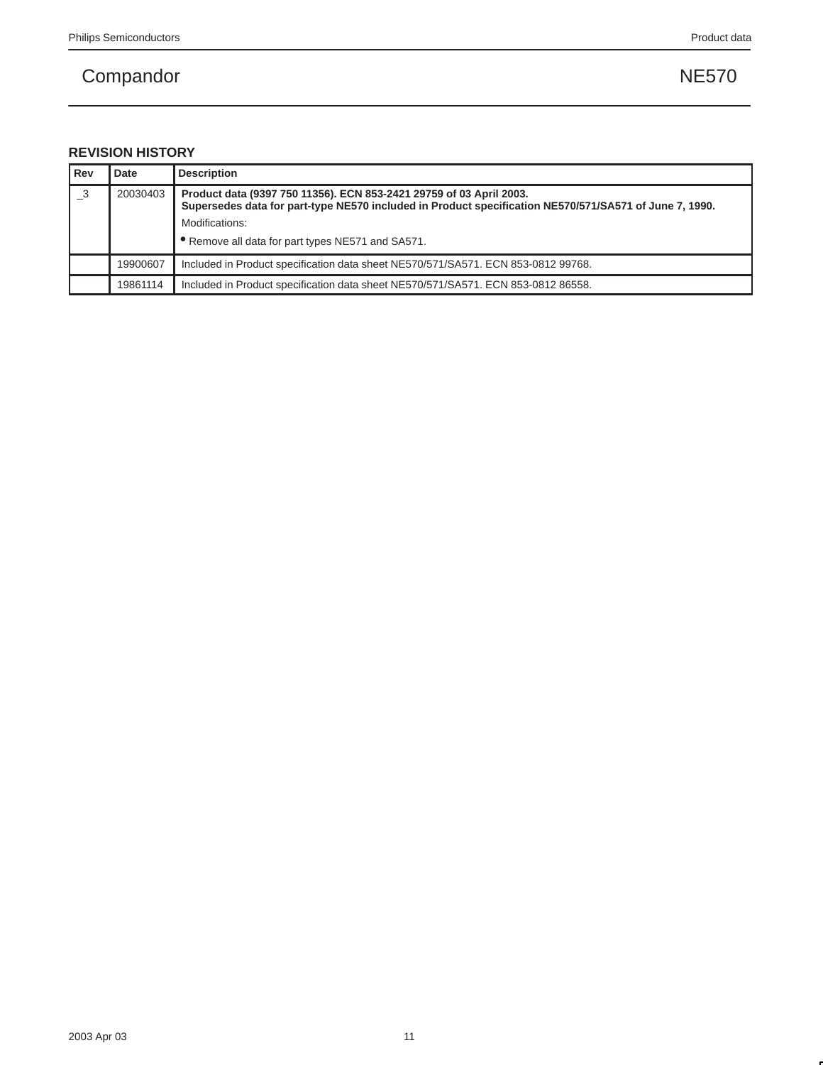## REVISION HISTORY

| Rev | Date | Description |
|---|---|---|
| _3 | 20030403 | **Product data (9397 750 11356). ECN 853-2421 29759 of 03 April 2003.** **Supersedes data for part-type NE570 included in Product specification NE570/571/SA571 of June 7, 1990.** Modifications: • Remove all data for part types NE571 and SA571. |
| | 19900607 | Included in Product specification data sheet NE570/571/SA571. ECN 853-0812 99768. |
| | 19861114 | Included in Product specification data sheet NE570/571/SA571. ECN 853-0812 86558. |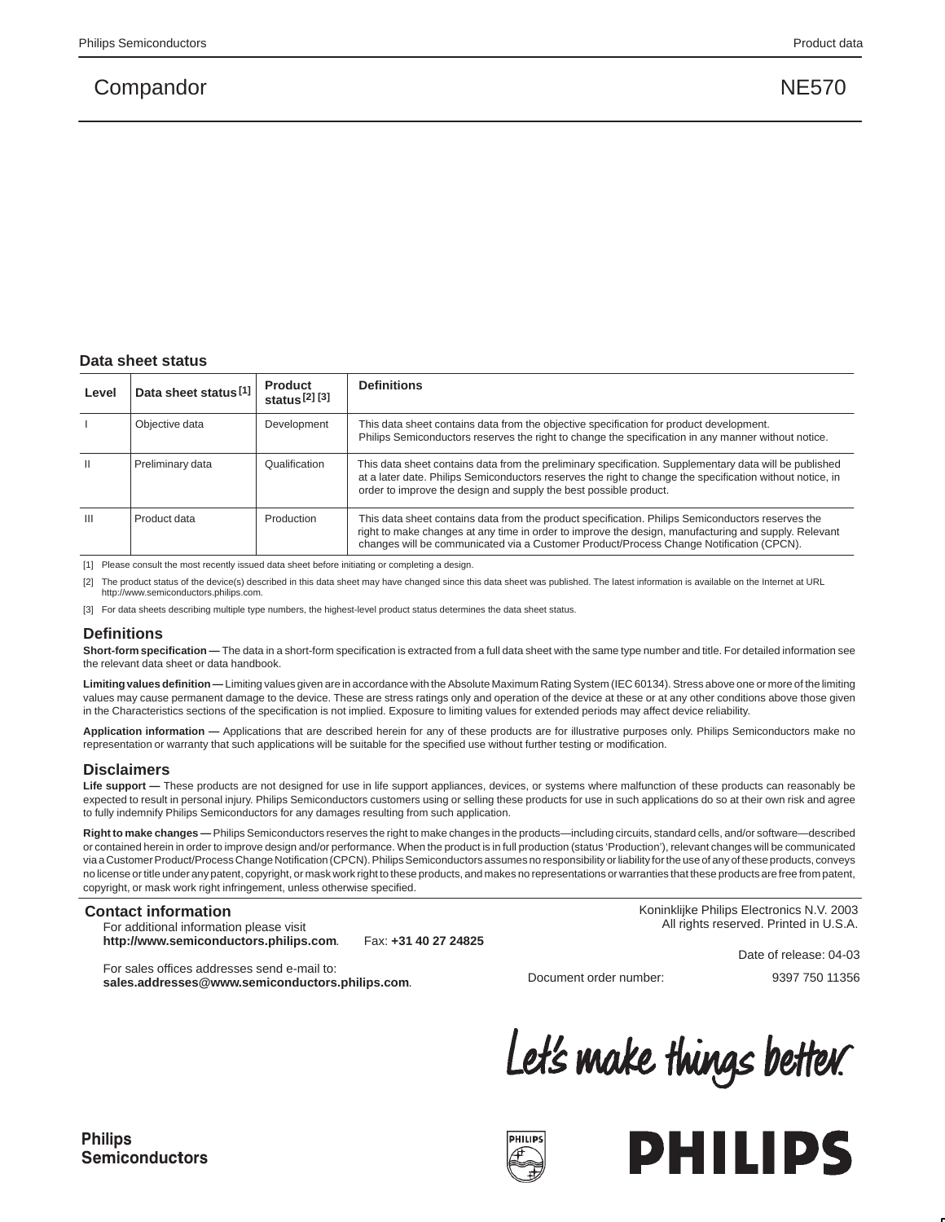## Data sheet status

| Level | Data sheet status [1] | Product status [2] [3] | Definitions |
| --- | --- | --- | --- |
| I | Objective data | Development | This data sheet contains data from the objective specification for product development. Philips Semiconductors reserves the right to change the specification in any manner without notice. |
| II | Preliminary data | Qualification | This data sheet contains data from the preliminary specification. Supplementary data will be published at a later date. Philips Semiconductors reserves the right to change the specification without notice, in order to improve the design and supply the best possible product. |
| III | Product data | Production | This data sheet contains data from the product specification. Philips Semiconductors reserves the right to make changes at any time in order to improve the design, manufacturing and supply. Relevant changes will be communicated via a Customer Product/Process Change Notification (CPCN). |

[1] Please consult the most recently issued data sheet before initiating or completing a design.

[2] The product status of the device(s) described in this data sheet may have changed since this data sheet was published. The latest information is available on the Internet at URL http://www.semiconductors.philips.com.

[3] For data sheets describing multiple type numbers, the highest-level product status determines the data sheet status.

## Definitions

**Short-form specification —** The data in a short-form specification is extracted from a full data sheet with the same type number and title. For detailed information see the relevant data sheet or data handbook.

**Limiting values definition —** Limiting values given are in accordance with the Absolute Maximum Rating System (IEC 60134). Stress above one or more of the limiting values may cause permanent damage to the device. These are stress ratings only and operation of the device at these or at any other conditions above those given in the Characteristics sections of the specification is not implied. Exposure to limiting values for extended periods may affect device reliability.

**Application information —** Applications that are described herein for any of these products are for illustrative purposes only. Philips Semiconductors make no representation or warranty that such applications will be suitable for the specified use without further testing or modification.

## Disclaimers

**Life support —** These products are not designed for use in life support appliances, devices, or systems where malfunction of these products can reasonably be expected to result in personal injury. Philips Semiconductors customers using or selling these products for use in such applications do so at their own risk and agree to fully indemnify Philips Semiconductors for any damages resulting from such application.

**Right to make changes —** Philips Semiconductors reserves the right to make changes in the products—including circuits, standard cells, and/or software—described or contained herein in order to improve design and/or performance. When the product is in full production (status 'Production'), relevant changes will be communicated via a Customer Product/Process Change Notification (CPCN). Philips Semiconductors assumes no responsibility or liability for the use of any of these products, conveys no license or title under any patent, copyright, or mask work right to these products, and makes no representations or warranties that these products are free from patent, copyright, or mask work right infringement, unless otherwise specified.

## Contact information

For additional information please visit
**http://www.semiconductors.philips.com**. Fax: **+31 40 27 24825**

For sales offices addresses send e-mail to:
**sales.addresses@www.semiconductors.philips.com**.

Koninklijke Philips Electronics N.V. 2003
All rights reserved. Printed in U.S.A.

Date of release: 04-03

Document order number: 9397 750 11356

Let's make things better.

**Philips Semiconductors**

**PHILIPS**